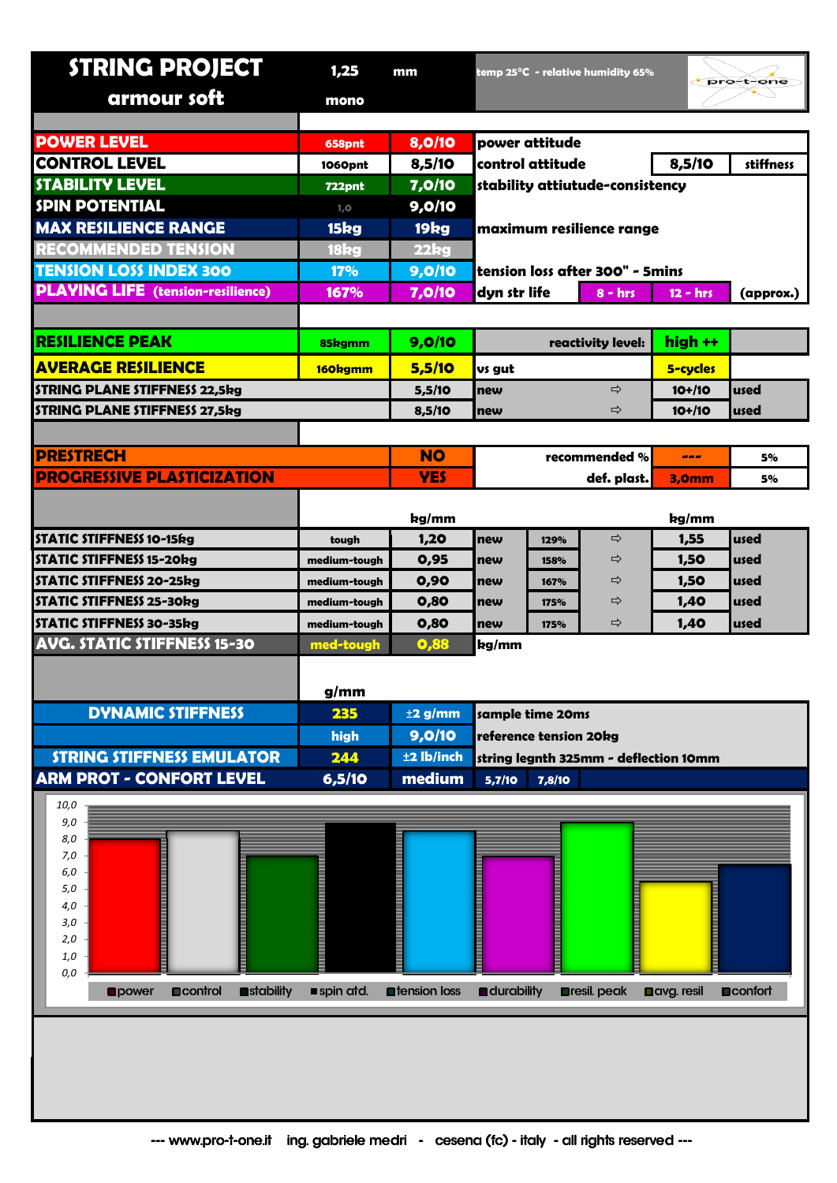# STRING PROJECT

## armour soft

1,25 mm mono

temp 25°C - relative humidity 65%

pro-t-one

| | | | | | | |
|---|---|---|---|---|---|---|
| POWER LEVEL | 658pnt | 8,0/10 | power attitude | | | |
| CONTROL LEVEL | 1060pnt | 8,5/10 | control attitude | | 8,5/10 | stiffness |
| STABILITY LEVEL | 722pnt | 7,0/10 | stability attiutude-consistency | | | |
| SPIN POTENTIAL | 1,0 | 9,0/10 | | | | |
| MAX RESILIENCE RANGE | 15kg | 19kg | maximum resilience range | | | |
| RECOMMENDED TENSION | 18kg | 22kg | | | | |
| TENSION LOSS INDEX 300 | 17% | 9,0/10 | tension loss after 300" - 5mins | | | |
| PLAYING LIFE (tension-resilience) | 167% | 7,0/10 | dyn str life | 8 - hrs | 12 - hrs | (approx.) |

| | | | | | |
|---|---|---|---|---|---|
| RESILIENCE PEAK | 85kgmm | 9,0/10 | reactivity level: | high ++ | |
| AVERAGE RESILIENCE | 160kgmm | 5,5/10 | vs gut | 5-cycles | |
| STRING PLANE STIFFNESS 22,5kg | | 5,5/10 | new ⇨ | 10+/10 | used |
| STRING PLANE STIFFNESS 27,5kg | | 8,5/10 | new ⇨ | 10+/10 | used |

| | | | | |
|---|---|---|---|---|
| PRESTRECH | NO | recommended % | --- | 5% |
| PROGRESSIVE PLASTICIZATION | YES | def. plast. | 3,0mm | 5% |

| | | kg/mm | | | | kg/mm | |
|---|---|---|---|---|---|---|---|
| STATIC STIFFNESS 10-15kg | tough | 1,20 | new | 129% | ⇨ | 1,55 | used |
| STATIC STIFFNESS 15-20kg | medium-tough | 0,95 | new | 158% | ⇨ | 1,50 | used |
| STATIC STIFFNESS 20-25kg | medium-tough | 0,90 | new | 167% | ⇨ | 1,50 | used |
| STATIC STIFFNESS 25-30kg | medium-tough | 0,80 | new | 175% | ⇨ | 1,40 | used |
| STATIC STIFFNESS 30-35kg | medium-tough | 0,80 | new | 175% | ⇨ | 1,40 | used |
| AVG. STATIC STIFFNESS 15-30 | med-tough | 0,88 | kg/mm | | | | |

| | g/mm | | | | |
|---|---|---|---|---|---|
| DYNAMIC STIFFNESS | 235 | ±2 g/mm | sample time 20ms | | |
| | high | 9,0/10 | reference tension 20kg | | |
| STRING STIFFNESS EMULATOR | 244 | ±2 lb/inch | string legnth 325mm - deflection 10mm | | |
| ARM PROT - CONFORT LEVEL | 6,5/10 | medium | 5,7/10 | 7,8/10 | |

| power | control | stability | spin atd. | tension loss | durability | resil. peak | avg. resil | confort |
|---|---|---|---|---|---|---|---|---|
| 8,0 | 8,5 | 7,0 | 9,0 | 8,5 | 7,0 | 9,0 | 5,5 | 6,5 |

--- www.pro-t-one.it ing. gabriele medri - cesena (fc) - italy - all rights reserved ---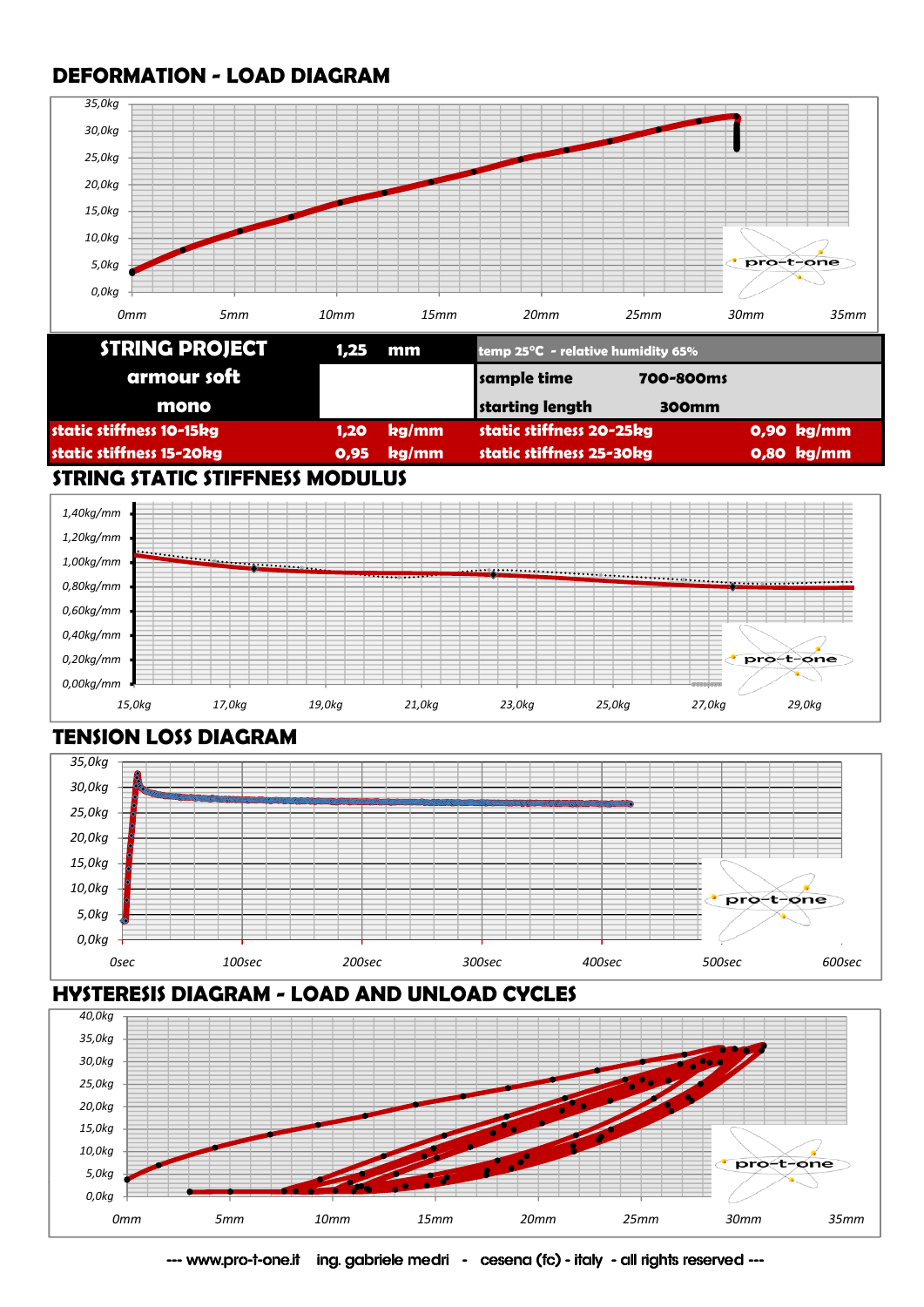## DEFORMATION - LOAD DIAGRAM

35,0kg
30,0kg
25,0kg
20,0kg
15,0kg
10,0kg
5,0kg
0,0kg

0mm 5mm 10mm 15mm 20mm 25mm 30mm 35mm

pro-t-one

| | | | | |
|---|---|---|---|---|
| **STRING PROJECT** | **1,25 mm** | **temp 25°C - relative humidity 65%** | | |
| **armour soft** | | **sample time** | **700-800ms** | |
| **mono** | | **starting length** | **300mm** | |
| **static stiffness 10-15kg** | **1,20 kg/mm** | **static stiffness 20-25kg** | **0,90 kg/mm** | |
| **static stiffness 15-20kg** | **0,95 kg/mm** | **static stiffness 25-30kg** | **0,80 kg/mm** | |

## STRING STATIC STIFFNESS MODULUS

1,40kg/mm
1,20kg/mm
1,00kg/mm
0,80kg/mm
0,60kg/mm
0,40kg/mm
0,20kg/mm
0,00kg/mm

15,0kg 17,0kg 19,0kg 21,0kg 23,0kg 25,0kg 27,0kg 29,0kg

pro-t-one

## TENSION LOSS DIAGRAM

35,0kg
30,0kg
25,0kg
20,0kg
15,0kg
10,0kg
5,0kg
0,0kg

0sec 100sec 200sec 300sec 400sec 500sec 600sec

pro-t-one

## HYSTERESIS DIAGRAM - LOAD AND UNLOAD CYCLES

40,0kg
35,0kg
30,0kg
25,0kg
20,0kg
15,0kg
10,0kg
5,0kg
0,0kg

0mm 5mm 10mm 15mm 20mm 25mm 30mm 35mm

pro-t-one

--- www.pro-t-one.it ing. gabriele medri - cesena (fc) - italy - all rights reserved ---